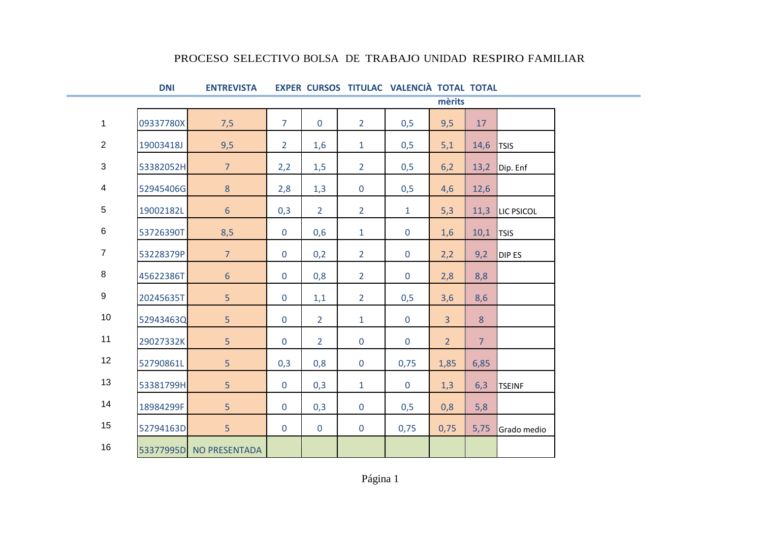# PROCESO SELECTIVO BOLSA DE TRABAJO UNIDAD RESPIRO FAMILIAR

| | DNI | ENTREVISTA | EXPER | CURSOS | TITULAC | VALENCIÀ | TOTAL mèrits | TOTAL | |
|---|---|---|---|---|---|---|---|---|---|
| 1 | 09337780X | 7,5 | 7 | 0 | 2 | 0,5 | 9,5 | 17 | |
| 2 | 19003418J | 9,5 | 2 | 1,6 | 1 | 0,5 | 5,1 | 14,6 | TSIS |
| 3 | 53382052H | 7 | 2,2 | 1,5 | 2 | 0,5 | 6,2 | 13,2 | Dip. Enf |
| 4 | 52945406G | 8 | 2,8 | 1,3 | 0 | 0,5 | 4,6 | 12,6 | |
| 5 | 19002182L | 6 | 0,3 | 2 | 2 | 1 | 5,3 | 11,3 | LIC PSICOL |
| 6 | 53726390T | 8,5 | 0 | 0,6 | 1 | 0 | 1,6 | 10,1 | TSIS |
| 7 | 53228379P | 7 | 0 | 0,2 | 2 | 0 | 2,2 | 9,2 | DIP ES |
| 8 | 45622386T | 6 | 0 | 0,8 | 2 | 0 | 2,8 | 8,8 | |
| 9 | 20245635T | 5 | 0 | 1,1 | 2 | 0,5 | 3,6 | 8,6 | |
| 10 | 52943463Q | 5 | 0 | 2 | 1 | 0 | 3 | 8 | |
| 11 | 29027332K | 5 | 0 | 2 | 0 | 0 | 2 | 7 | |
| 12 | 52790861L | 5 | 0,3 | 0,8 | 0 | 0,75 | 1,85 | 6,85 | |
| 13 | 53381799H | 5 | 0 | 0,3 | 1 | 0 | 1,3 | 6,3 | TSEINF |
| 14 | 18984299F | 5 | 0 | 0,3 | 0 | 0,5 | 0,8 | 5,8 | |
| 15 | 52794163D | 5 | 0 | 0 | 0 | 0,75 | 0,75 | 5,75 | Grado medio |
| 16 | 53377995D | NO PRESENTADA | | | | | | | |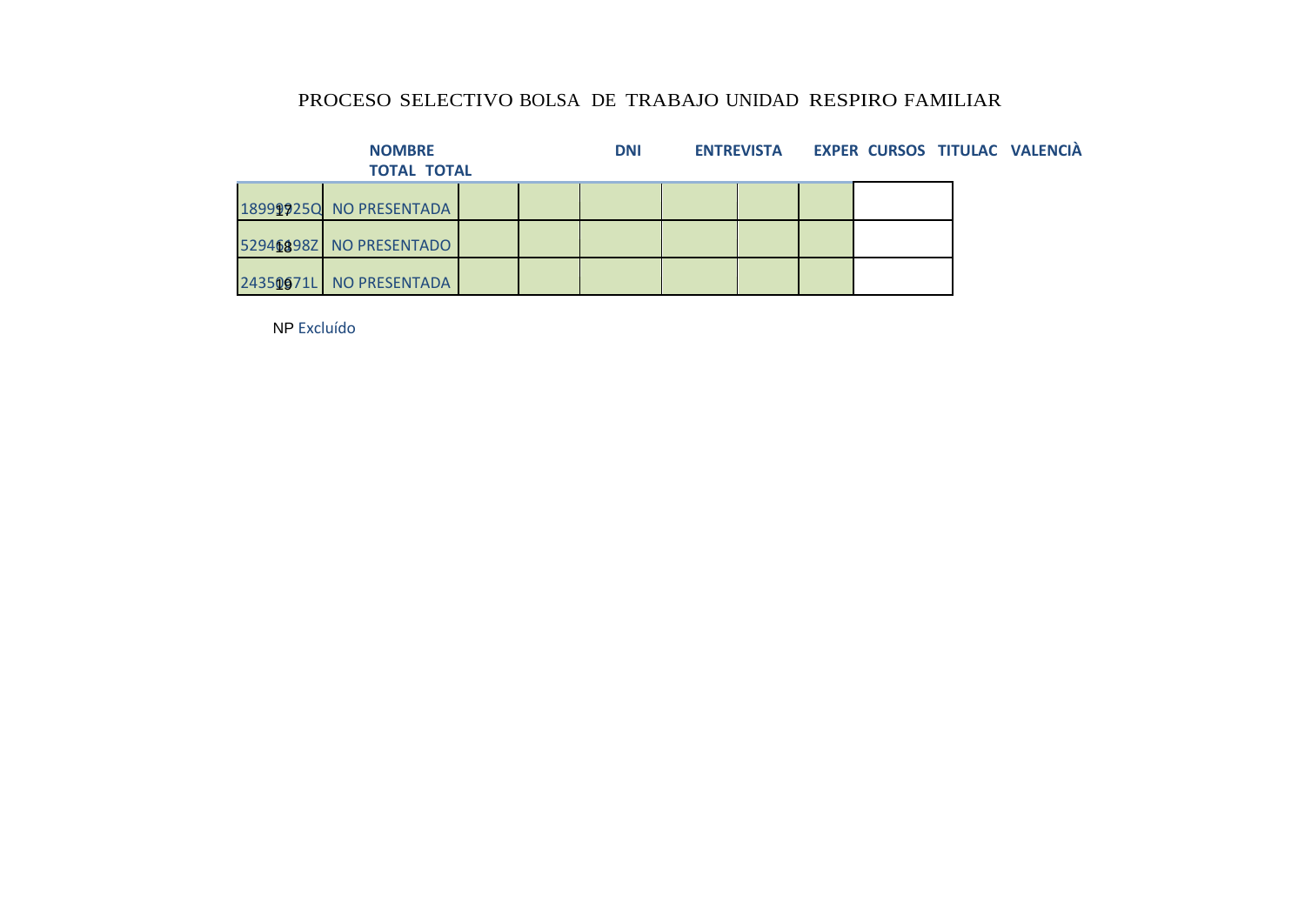PROCESO SELECTIVO BOLSA DE TRABAJO UNIDAD RESPIRO FAMILIAR

| | DNI | NOMBRE | ENTREVISTA | EXPER | CURSOS | TITULAC | VALENCIÀ | TOTAL | TOTAL |
|---|---|---|---|---|---|---|---|---|---|
| 17 | 18999725Q | NO PRESENTADA | | | | | | | |
| 18 | 52946898Z | NO PRESENTADO | | | | | | | |
| 19 | 24350671L | NO PRESENTADA | | | | | | | |

NP Excluído